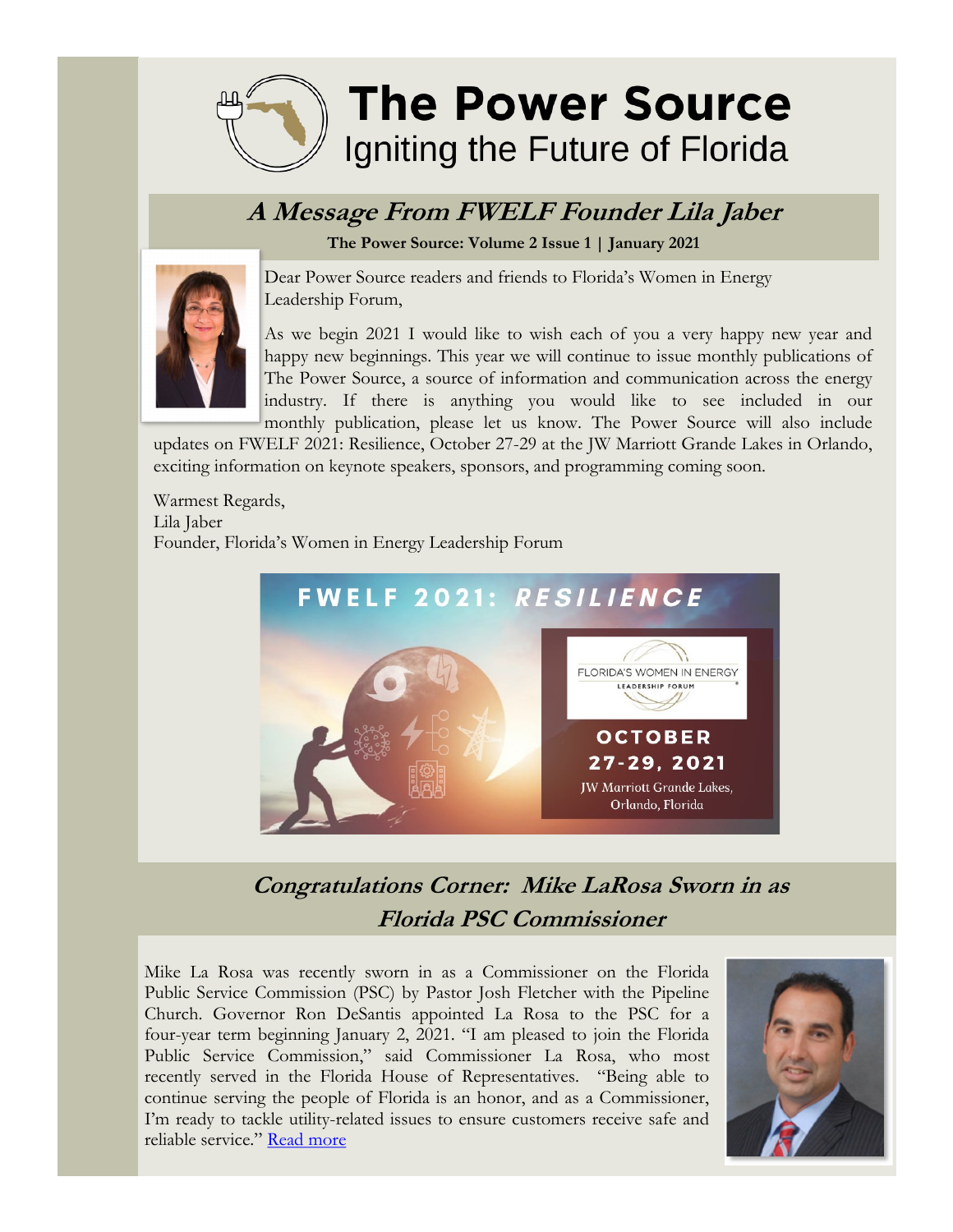# The Power Source
Igniting the Future of Florida

## A Message From FWELF Founder Lila Jaber

**The Power Source: Volume 2 Issue 1 | January 2021**

Dear Power Source readers and friends to Florida's Women in Energy Leadership Forum,

As we begin 2021 I would like to wish each of you a very happy new year and happy new beginnings. This year we will continue to issue monthly publications of The Power Source, a source of information and communication across the energy industry. If there is anything you would like to see included in our monthly publication, please let us know. The Power Source will also include updates on FWELF 2021: Resilience, October 27-29 at the JW Marriott Grande Lakes in Orlando, exciting information on keynote speakers, sponsors, and programming coming soon.

Warmest Regards,
Lila Jaber
Founder, Florida's Women in Energy Leadership Forum

FWELF 2021: *RESILIENCE*

FLORIDA'S WOMEN IN ENERGY LEADERSHIP FORUM

OCTOBER 27-29, 2021
JW Marriott Grande Lakes, Orlando, Florida

## Congratulations Corner: Mike LaRosa Sworn in as Florida PSC Commissioner

Mike La Rosa was recently sworn in as a Commissioner on the Florida Public Service Commission (PSC) by Pastor Josh Fletcher with the Pipeline Church. Governor Ron DeSantis appointed La Rosa to the PSC for a four-year term beginning January 2, 2021. "I am pleased to join the Florida Public Service Commission," said Commissioner La Rosa, who most recently served in the Florida House of Representatives. "Being able to continue serving the people of Florida is an honor, and as a Commissioner, I'm ready to tackle utility-related issues to ensure customers receive safe and reliable service." Read more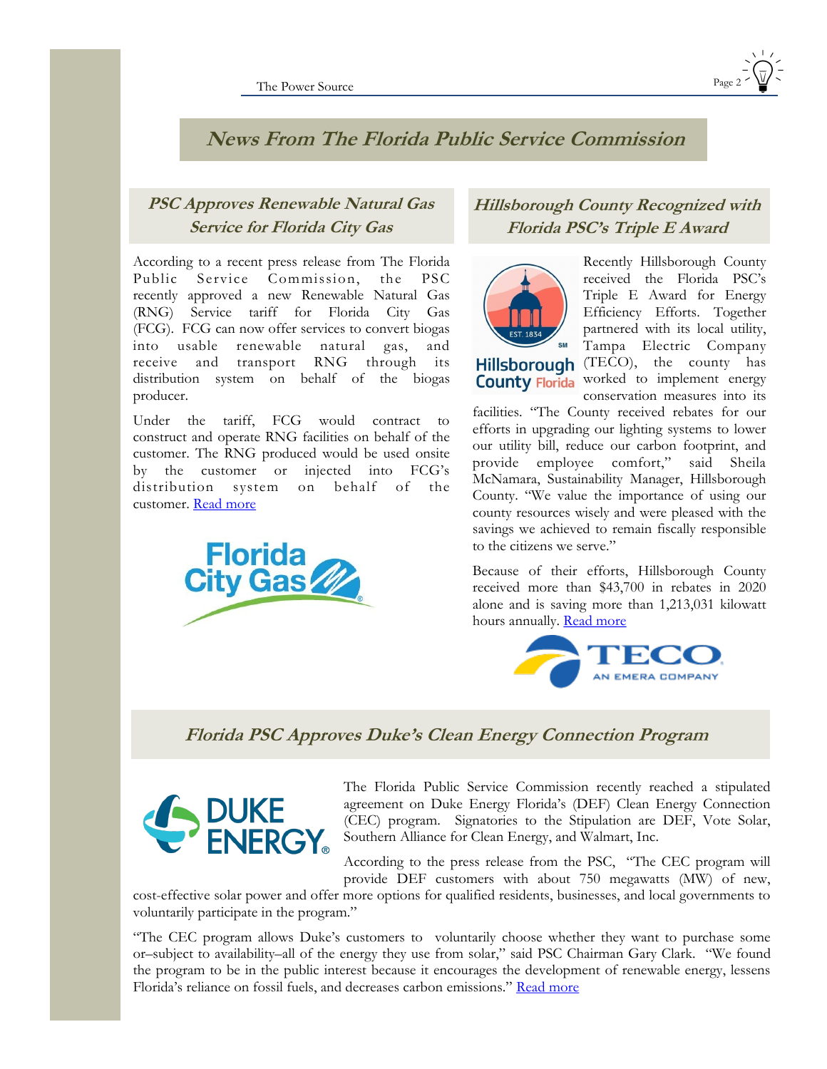# News From The Florida Public Service Commission

## PSC Approves Renewable Natural Gas Service for Florida City Gas

According to a recent press release from The Florida Public Service Commission, the PSC recently approved a new Renewable Natural Gas (RNG) Service tariff for Florida City Gas (FCG). FCG can now offer services to convert biogas into usable renewable natural gas, and receive and transport RNG through its distribution system on behalf of the biogas producer.

Under the tariff, FCG would contract to construct and operate RNG facilities on behalf of the customer. The RNG produced would be used onsite by the customer or injected into FCG's distribution system on behalf of the customer. [Read more](#)

## Hillsborough County Recognized with Florida PSC's Triple E Award

Recently Hillsborough County received the Florida PSC's Triple E Award for Energy Efficiency Efforts. Together partnered with its local utility, Tampa Electric Company (TECO), the county has worked to implement energy conservation measures into its facilities. "The County received rebates for our efforts in upgrading our lighting systems to lower our utility bill, reduce our carbon footprint, and provide employee comfort," said Sheila McNamara, Sustainability Manager, Hillsborough County. "We value the importance of using our county resources wisely and were pleased with the savings we achieved to remain fiscally responsible to the citizens we serve."

Because of their efforts, Hillsborough County received more than $43,700 in rebates in 2020 alone and is saving more than 1,213,031 kilowatt hours annually. [Read more](#)

## Florida PSC Approves Duke's Clean Energy Connection Program

The Florida Public Service Commission recently reached a stipulated agreement on Duke Energy Florida's (DEF) Clean Energy Connection (CEC) program. Signatories to the Stipulation are DEF, Vote Solar, Southern Alliance for Clean Energy, and Walmart, Inc.

According to the press release from the PSC, "The CEC program will provide DEF customers with about 750 megawatts (MW) of new, cost-effective solar power and offer more options for qualified residents, businesses, and local governments to voluntarily participate in the program."

"The CEC program allows Duke's customers to voluntarily choose whether they want to purchase some or–subject to availability–all of the energy they use from solar," said PSC Chairman Gary Clark. "We found the program to be in the public interest because it encourages the development of renewable energy, lessens Florida's reliance on fossil fuels, and decreases carbon emissions." [Read more](#)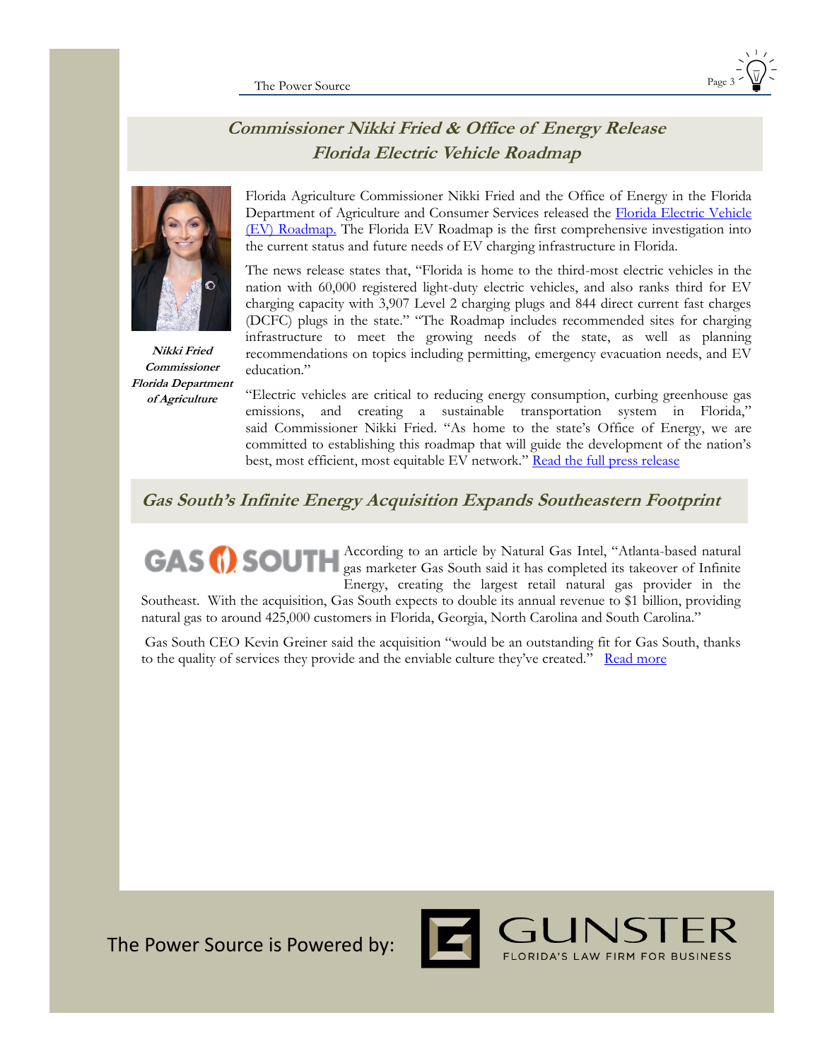## *Commissioner Nikki Fried & Office of Energy Release Florida Electric Vehicle Roadmap*

***Nikki Fried***
***Commissioner***
***Florida Department of Agriculture***

Florida Agriculture Commissioner Nikki Fried and the Office of Energy in the Florida Department of Agriculture and Consumer Services released the Florida Electric Vehicle (EV) Roadmap. The Florida EV Roadmap is the first comprehensive investigation into the current status and future needs of EV charging infrastructure in Florida.

The news release states that, "Florida is home to the third-most electric vehicles in the nation with 60,000 registered light-duty electric vehicles, and also ranks third for EV charging capacity with 3,907 Level 2 charging plugs and 844 direct current fast charges (DCFC) plugs in the state." "The Roadmap includes recommended sites for charging infrastructure to meet the growing needs of the state, as well as planning recommendations on topics including permitting, emergency evacuation needs, and EV education."

"Electric vehicles are critical to reducing energy consumption, curbing greenhouse gas emissions, and creating a sustainable transportation system in Florida," said Commissioner Nikki Fried. "As home to the state's Office of Energy, we are committed to establishing this roadmap that will guide the development of the nation's best, most efficient, most equitable EV network." Read the full press release

## *Gas South's Infinite Energy Acquisition Expands Southeastern Footprint*

GAS SOUTH

According to an article by Natural Gas Intel, "Atlanta-based natural gas marketer Gas South said it has completed its takeover of Infinite Energy, creating the largest retail natural gas provider in the Southeast. With the acquisition, Gas South expects to double its annual revenue to $1 billion, providing natural gas to around 425,000 customers in Florida, Georgia, North Carolina and South Carolina."

Gas South CEO Kevin Greiner said the acquisition "would be an outstanding fit for Gas South, thanks to the quality of services they provide and the enviable culture they've created." Read more

The Power Source is Powered by: GUNSTER FLORIDA'S LAW FIRM FOR BUSINESS